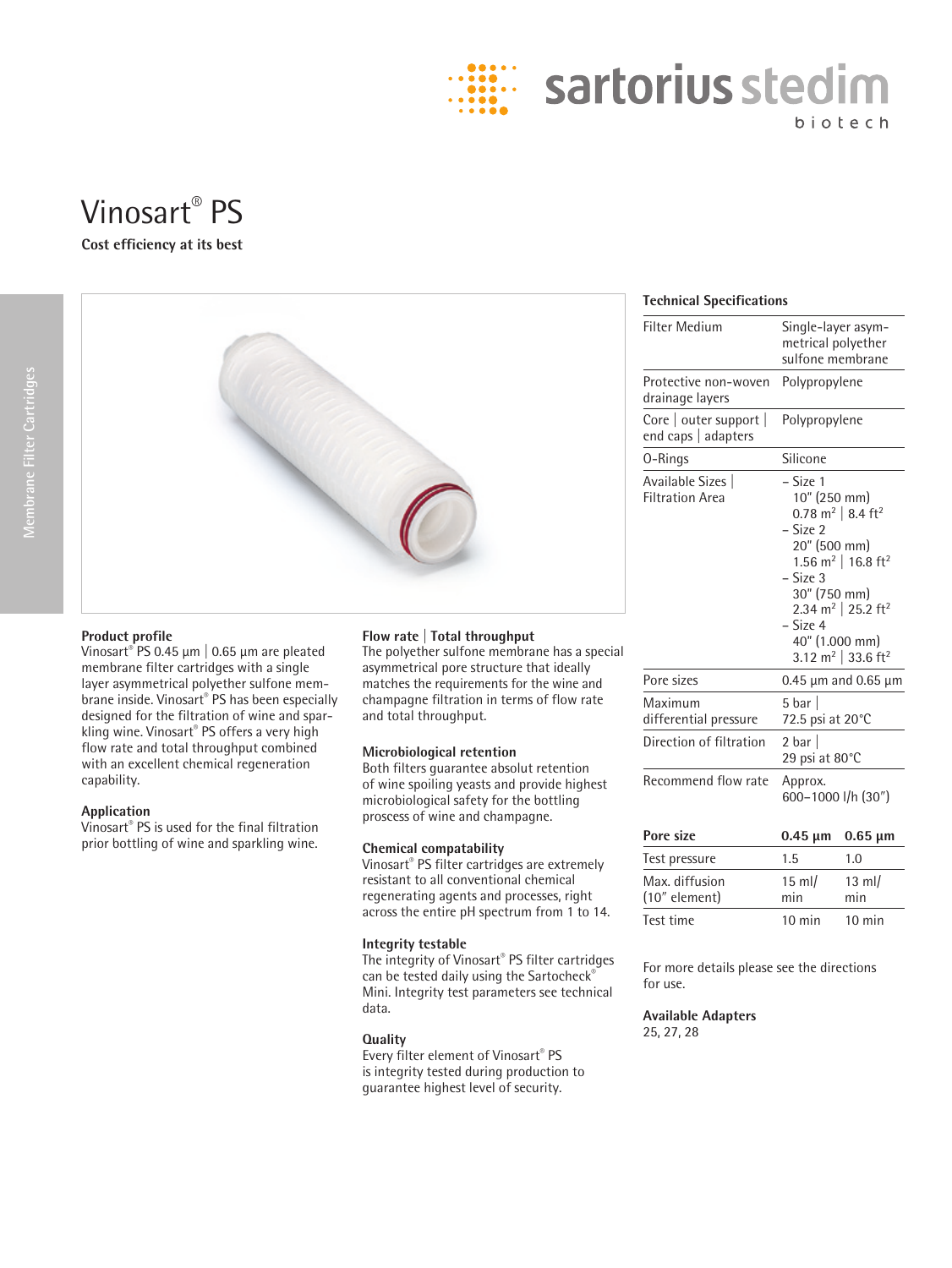# Vinosart® PS

**Cost efficiency at its best**

### Product profile

Vinosart® PS 0.45 µm | 0.65 µm are pleated membrane filter cartridges with a single layer asymmetrical polyether sulfone membrane inside. Vinosart® PS has been especially designed for the filtration of wine and sparkling wine. Vinosart® PS offers a very high flow rate and total throughput combined with an excellent chemical regeneration capability.

### Application

Vinosart® PS is used for the final filtration prior bottling of wine and sparkling wine.

### Flow rate | Total throughput

The polyether sulfone membrane has a special asymmetrical pore structure that ideally matches the requirements for the wine and champagne filtration in terms of flow rate and total throughput.

### Microbiological retention

Both filters guarantee absolut retention of wine spoiling yeasts and provide highest microbiological safety for the bottling proscess of wine and champagne.

### Chemical compatability

Vinosart® PS filter cartridges are extremely resistant to all conventional chemical regenerating agents and processes, right across the entire pH spectrum from 1 to 14.

### Integrity testable

The integrity of Vinosart® PS filter cartridges can be tested daily using the Sartocheck® Mini. Integrity test parameters see technical data.

### Quality

Every filter element of Vinosart® PS is integrity tested during production to guarantee highest level of security.

### Technical Specifications

| | |
|---|---|
| Filter Medium | Single-layer asymmetrical polyether sulfone membrane |
| Protective non-woven drainage layers | Polypropylene |
| Core \| outer support \| end caps \| adapters | Polypropylene |
| O-Rings | Silicone |
| Available Sizes \| Filtration Area | – Size 1 10" (250 mm) 0.78 m² \| 8.4 ft² – Size 2 20" (500 mm) 1.56 m² \| 16.8 ft² – Size 3 30" (750 mm) 2.34 m² \| 25.2 ft² – Size 4 40" (1.000 mm) 3.12 m² \| 33.6 ft² |
| Pore sizes | 0.45 µm and 0.65 µm |
| Maximum differential pressure | 5 bar \| 72.5 psi at 20°C |
| Direction of filtration | 2 bar \| 29 psi at 80°C |
| Recommend flow rate | Approx. 600–1000 l/h (30") |

| Pore size | 0.45 µm | 0.65 µm |
|---|---|---|
| Test pressure | 1.5 | 1.0 |
| Max. diffusion (10" element) | 15 ml/min | 13 ml/min |
| Test time | 10 min | 10 min |

For more details please see the directions for use.

### Available Adapters

25, 27, 28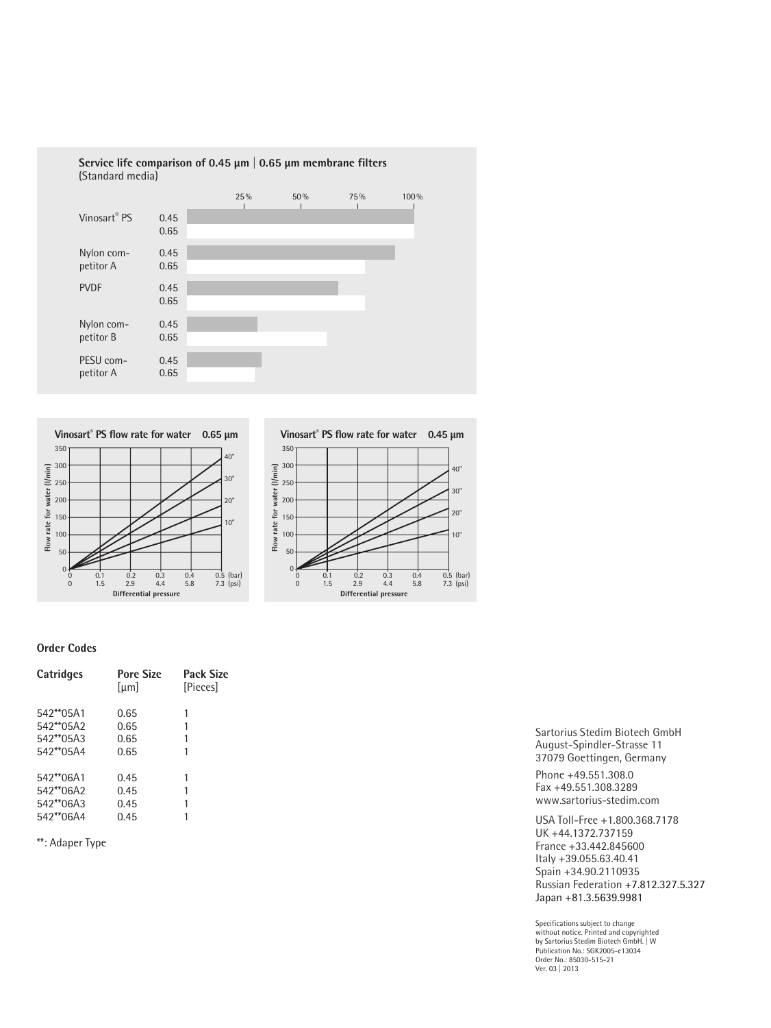**Service life comparison of 0.45 µm | 0.65 µm membrane filters**
(Standard media)

25% 50% 75% 100%

Vinosart® PS 0.45 0.65

Nylon competitor A 0.45 0.65

PVDF 0.45 0.65

Nylon competitor B 0.45 0.65

PESU competitor A 0.45 0.65

**Vinosart® PS flow rate for water 0.65 µm**

Flow rate for water (l/min)

350 300 250 200 150 100 50 0

40" 30" 20" 10"

0 0.1 0.2 0.3 0.4 0.5 (bar)
0 1.5 2.9 4.4 5.8 7.3 (psi)

Differential pressure

**Vinosart® PS flow rate for water 0.45 µm**

Flow rate for water (l/min)

350 300 250 200 150 100 50 0

40" 30" 20" 10"

0 0.1 0.2 0.3 0.4 0.5 (bar)
0 1.5 2.9 4.4 5.8 7.3 (psi)

Differential pressure

**Order Codes**

| Catridges | Pore Size [µm] | Pack Size [Pieces] |
|---|---|---|
| 542**05A1 | 0.65 | 1 |
| 542**05A2 | 0.65 | 1 |
| 542**05A3 | 0.65 | 1 |
| 542**05A4 | 0.65 | 1 |
| 542**06A1 | 0.45 | 1 |
| 542**06A2 | 0.45 | 1 |
| 542**06A3 | 0.45 | 1 |
| 542**06A4 | 0.45 | 1 |

**: Adaper Type

Sartorius Stedim Biotech GmbH
August-Spindler-Strasse 11
37079 Goettingen, Germany

Phone +49.551.308.0
Fax +49.551.308.3289
www.sartorius-stedim.com

USA Toll-Free +1.800.368.7178
UK +44.1372.737159
France +33.442.845600
Italy +39.055.63.40.41
Spain +34.90.2110935
Russian Federation +7.812.327.5.327
Japan +81.3.5639.9981

Specifications subject to change without notice. Printed and copyrighted by Sartorius Stedim Biotech GmbH. | W
Publication No.: SGK2005-e13034
Order No.: 85030-515-21
Ver. 03 | 2013